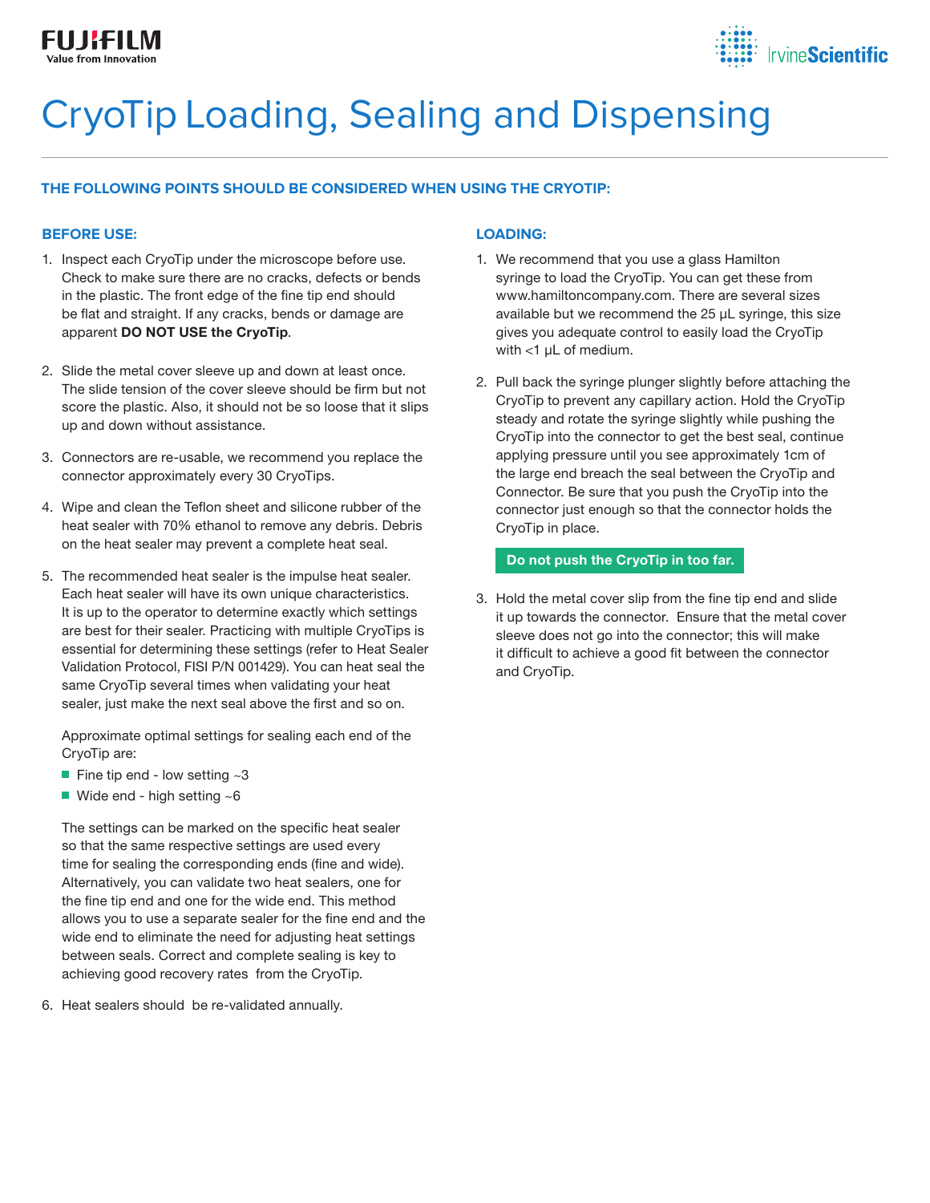# CryoTip Loading, Sealing and Dispensing

**THE FOLLOWING POINTS SHOULD BE CONSIDERED WHEN USING THE CRYOTIP:**

## BEFORE USE:

1. Inspect each CryoTip under the microscope before use. Check to make sure there are no cracks, defects or bends in the plastic. The front edge of the fine tip end should be flat and straight. If any cracks, bends or damage are apparent **DO NOT USE the CryoTip**.

2. Slide the metal cover sleeve up and down at least once. The slide tension of the cover sleeve should be firm but not score the plastic. Also, it should not be so loose that it slips up and down without assistance.

3. Connectors are re-usable, we recommend you replace the connector approximately every 30 CryoTips.

4. Wipe and clean the Teflon sheet and silicone rubber of the heat sealer with 70% ethanol to remove any debris. Debris on the heat sealer may prevent a complete heat seal.

5. The recommended heat sealer is the impulse heat sealer. Each heat sealer will have its own unique characteristics. It is up to the operator to determine exactly which settings are best for their sealer. Practicing with multiple CryoTips is essential for determining these settings (refer to Heat Sealer Validation Protocol, FISI P/N 001429). You can heat seal the same CryoTip several times when validating your heat sealer, just make the next seal above the first and so on.

   Approximate optimal settings for sealing each end of the CryoTip are:

   - Fine tip end - low setting ~3
   - Wide end - high setting ~6

   The settings can be marked on the specific heat sealer so that the same respective settings are used every time for sealing the corresponding ends (fine and wide). Alternatively, you can validate two heat sealers, one for the fine tip end and one for the wide end. This method allows you to use a separate sealer for the fine end and the wide end to eliminate the need for adjusting heat settings between seals. Correct and complete sealing is key to achieving good recovery rates from the CryoTip.

6. Heat sealers should be re-validated annually.

## LOADING:

1. We recommend that you use a glass Hamilton syringe to load the CryoTip. You can get these from www.hamiltoncompany.com. There are several sizes available but we recommend the 25 µL syringe, this size gives you adequate control to easily load the CryoTip with <1 µL of medium.

2. Pull back the syringe plunger slightly before attaching the CryoTip to prevent any capillary action. Hold the CryoTip steady and rotate the syringe slightly while pushing the CryoTip into the connector to get the best seal, continue applying pressure until you see approximately 1cm of the large end breach the seal between the CryoTip and Connector. Be sure that you push the CryoTip into the connector just enough so that the connector holds the CryoTip in place.

   **Do not push the CryoTip in too far.**

3. Hold the metal cover slip from the fine tip end and slide it up towards the connector. Ensure that the metal cover sleeve does not go into the connector; this will make it difficult to achieve a good fit between the connector and CryoTip.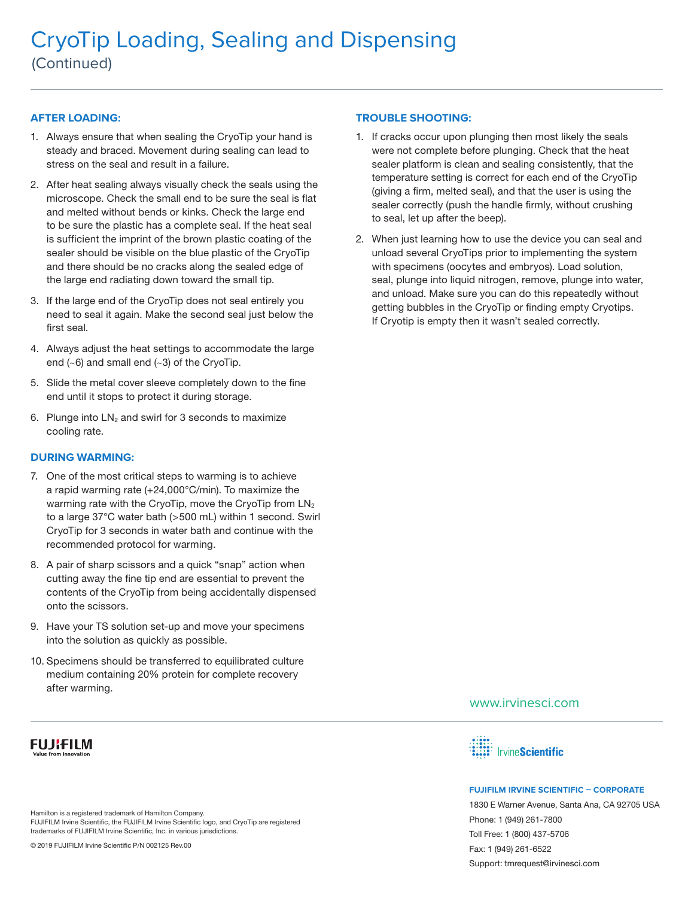# CryoTip Loading, Sealing and Dispensing

(Continued)

## AFTER LOADING:

1. Always ensure that when sealing the CryoTip your hand is steady and braced. Movement during sealing can lead to stress on the seal and result in a failure.
2. After heat sealing always visually check the seals using the microscope. Check the small end to be sure the seal is flat and melted without bends or kinks. Check the large end to be sure the plastic has a complete seal. If the heat seal is sufficient the imprint of the brown plastic coating of the sealer should be visible on the blue plastic of the CryoTip and there should be no cracks along the sealed edge of the large end radiating down toward the small tip.
3. If the large end of the CryoTip does not seal entirely you need to seal it again. Make the second seal just below the first seal.
4. Always adjust the heat settings to accommodate the large end (~6) and small end (~3) of the CryoTip.
5. Slide the metal cover sleeve completely down to the fine end until it stops to protect it during storage.
6. Plunge into $LN_2$ and swirl for 3 seconds to maximize cooling rate.

## DURING WARMING:

7. One of the most critical steps to warming is to achieve a rapid warming rate (+24,000°C/min). To maximize the warming rate with the CryoTip, move the CryoTip from $LN_2$ to a large 37°C water bath (>500 mL) within 1 second. Swirl CryoTip for 3 seconds in water bath and continue with the recommended protocol for warming.
8. A pair of sharp scissors and a quick "snap" action when cutting away the fine tip end are essential to prevent the contents of the CryoTip from being accidentally dispensed onto the scissors.
9. Have your TS solution set-up and move your specimens into the solution as quickly as possible.
10. Specimens should be transferred to equilibrated culture medium containing 20% protein for complete recovery after warming.

## TROUBLE SHOOTING:

1. If cracks occur upon plunging then most likely the seals were not complete before plunging. Check that the heat sealer platform is clean and sealing consistently, that the temperature setting is correct for each end of the CryoTip (giving a firm, melted seal), and that the user is using the sealer correctly (push the handle firmly, without crushing to seal, let up after the beep).
2. When just learning how to use the device you can seal and unload several CryoTips prior to implementing the system with specimens (oocytes and embryos). Load solution, seal, plunge into liquid nitrogen, remove, plunge into water, and unload. Make sure you can do this repeatedly without getting bubbles in the CryoTip or finding empty Cryotips. If Cryotip is empty then it wasn't sealed correctly.

www.irvinesci.com

FUJIFILM
Value from Innovation

IrvineScientific

**FUJIFILM IRVINE SCIENTIFIC – CORPORATE**

1830 E Warner Avenue, Santa Ana, CA 92705 USA
Phone: 1 (949) 261-7800
Toll Free: 1 (800) 437-5706
Fax: 1 (949) 261-6522
Support: tmrequest@irvinesci.com

Hamilton is a registered trademark of Hamilton Company.
FUJIFILM Irvine Scientific, the FUJIFILM Irvine Scientific logo, and CryoTip are registered trademarks of FUJIFILM Irvine Scientific, Inc. in various jurisdictions.

© 2019 FUJIFILM Irvine Scientific P/N 002125 Rev.00